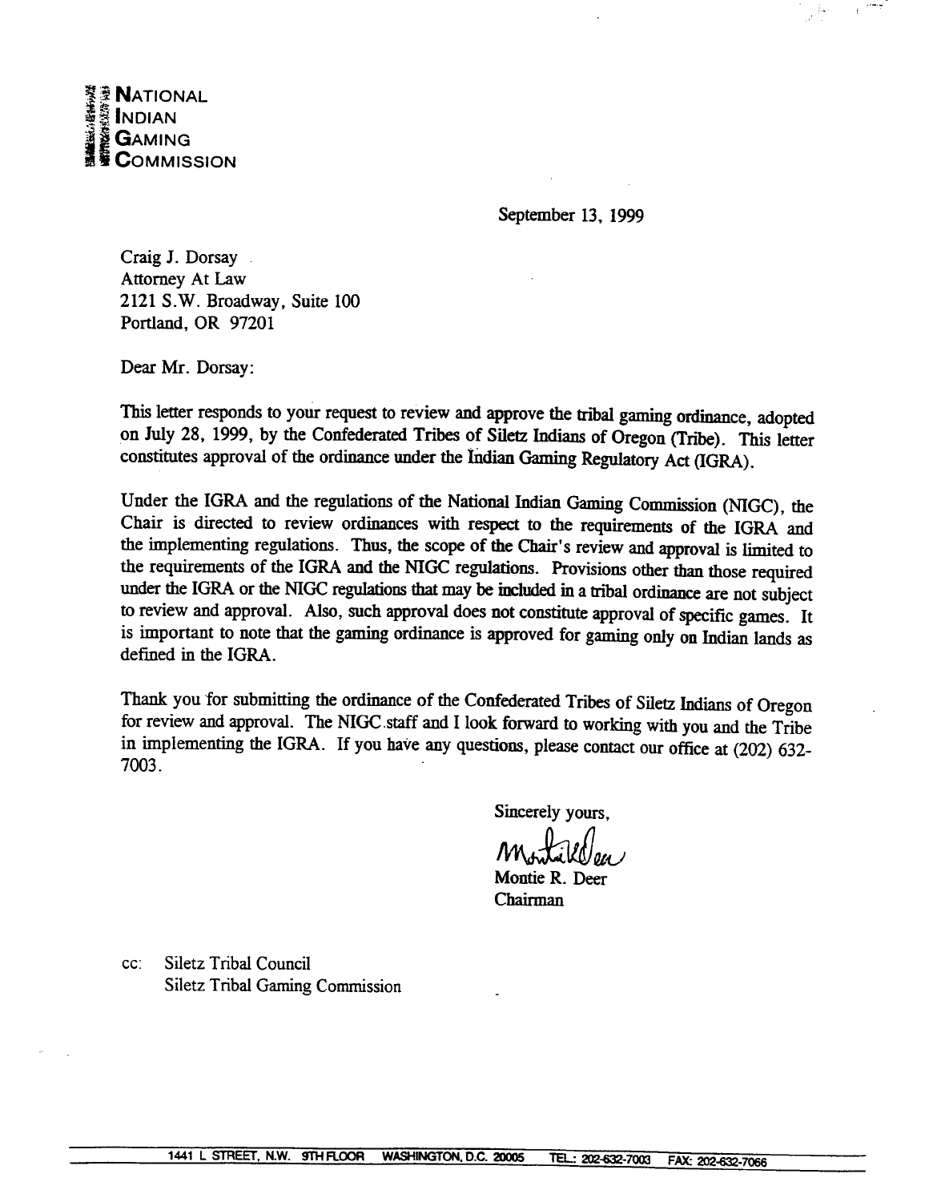**NATIONAL INDIAN GAMING COMMISSION**

September 13, 1999

Craig J. Dorsay
Attorney At Law
2121 S.W. Broadway, Suite 100
Portland, OR 97201

Dear Mr. Dorsay:

This letter responds to your request to review and approve the tribal gaming ordinance, adopted on July 28, 1999, by the Confederated Tribes of Siletz Indians of Oregon (Tribe). This letter constitutes approval of the ordinance under the Indian Gaming Regulatory Act (IGRA).

Under the IGRA and the regulations of the National Indian Gaming Commission (NIGC), the Chair is directed to review ordinances with respect to the requirements of the IGRA and the implementing regulations. Thus, the scope of the Chair's review and approval is limited to the requirements of the IGRA and the NIGC regulations. Provisions other than those required under the IGRA or the NIGC regulations that may be included in a tribal ordinance are not subject to review and approval. Also, such approval does not constitute approval of specific games. It is important to note that the gaming ordinance is approved for gaming only on Indian lands as defined in the IGRA.

Thank you for submitting the ordinance of the Confederated Tribes of Siletz Indians of Oregon for review and approval. The NIGC staff and I look forward to working with you and the Tribe in implementing the IGRA. If you have any questions, please contact our office at (202) 632-7003.

Sincerely yours,

Montie R. Deer
Chairman

cc: Siletz Tribal Council
Siletz Tribal Gaming Commission

1441 L STREET, N.W. 9TH FLOOR WASHINGTON, D.C. 20005 TEL.: 202-632-7003 FAX: 202-632-7066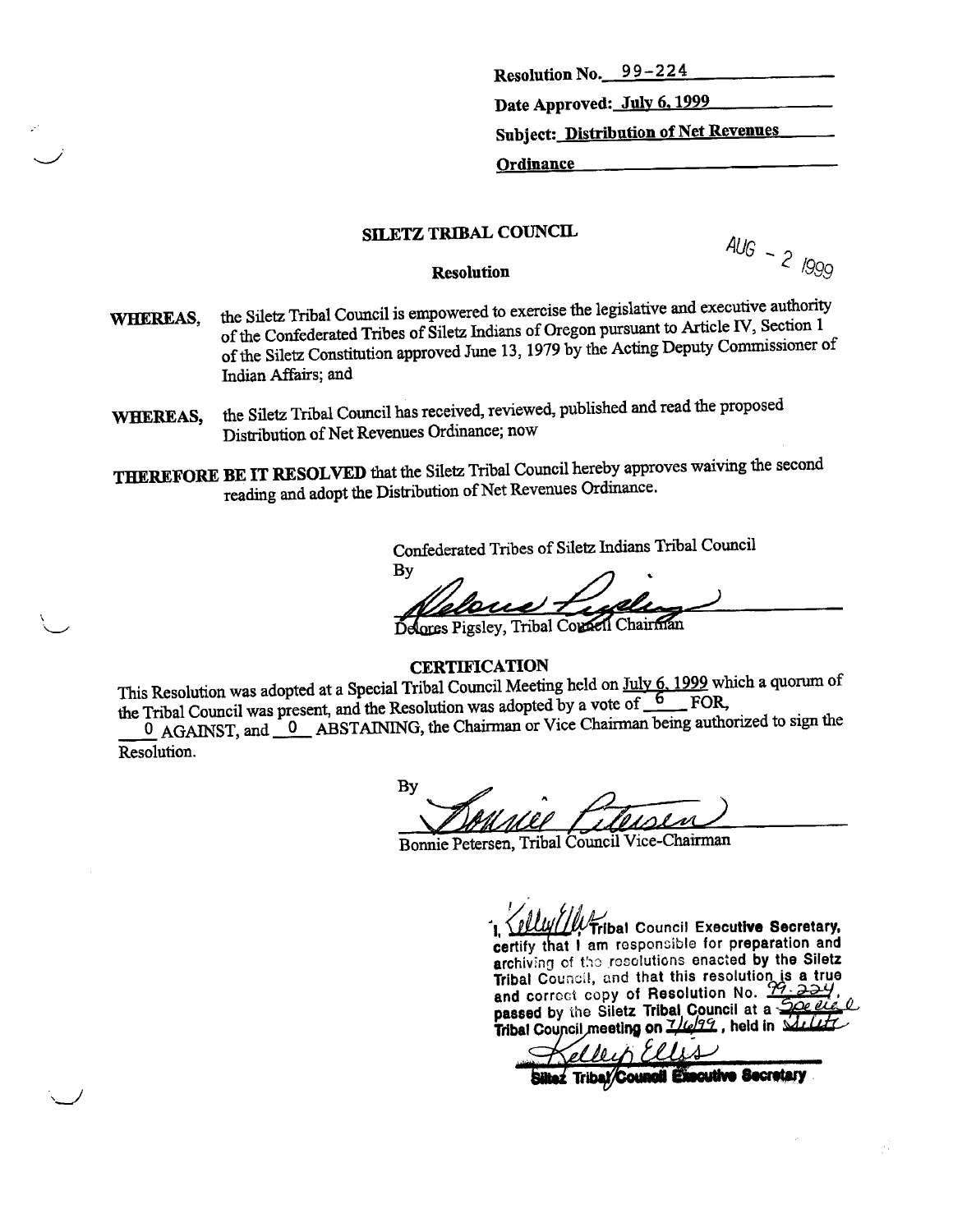Resolution No. 99-224

Date Approved: July 6, 1999

Subject: Distribution of Net Revenues Ordinance

## SILETZ TRIBAL COUNCIL

AUG - 2 1999

### Resolution

**WHEREAS,** the Siletz Tribal Council is empowered to exercise the legislative and executive authority of the Confederated Tribes of Siletz Indians of Oregon pursuant to Article IV, Section 1 of the Siletz Constitution approved June 13, 1979 by the Acting Deputy Commissioner of Indian Affairs; and

**WHEREAS,** the Siletz Tribal Council has received, reviewed, published and read the proposed Distribution of Net Revenues Ordinance; now

**THEREFORE BE IT RESOLVED** that the Siletz Tribal Council hereby approves waiving the second reading and adopt the Distribution of Net Revenues Ordinance.

Confederated Tribes of Siletz Indians Tribal Council

By

Delores Pigsley, Tribal Council Chairman

### CERTIFICATION

This Resolution was adopted at a Special Tribal Council Meeting held on July 6, 1999 which a quorum of the Tribal Council was present, and the Resolution was adopted by a vote of 6 FOR, 0 AGAINST, and 0 ABSTAINING, the Chairman or Vice Chairman being authorized to sign the Resolution.

By

Bonnie Petersen, Tribal Council Vice-Chairman

I, Kelley Ellis, Tribal Council Executive Secretary, certify that I am responsible for preparation and archiving of the resolutions enacted by the Siletz Tribal Council, and that this resolution is a true and correct copy of Resolution No. 99-224, passed by the Siletz Tribal Council at a Special Tribal Council meeting on 7/6/99, held in Siletz

Kelley Ellis

Siletz Tribal Council Executive Secretary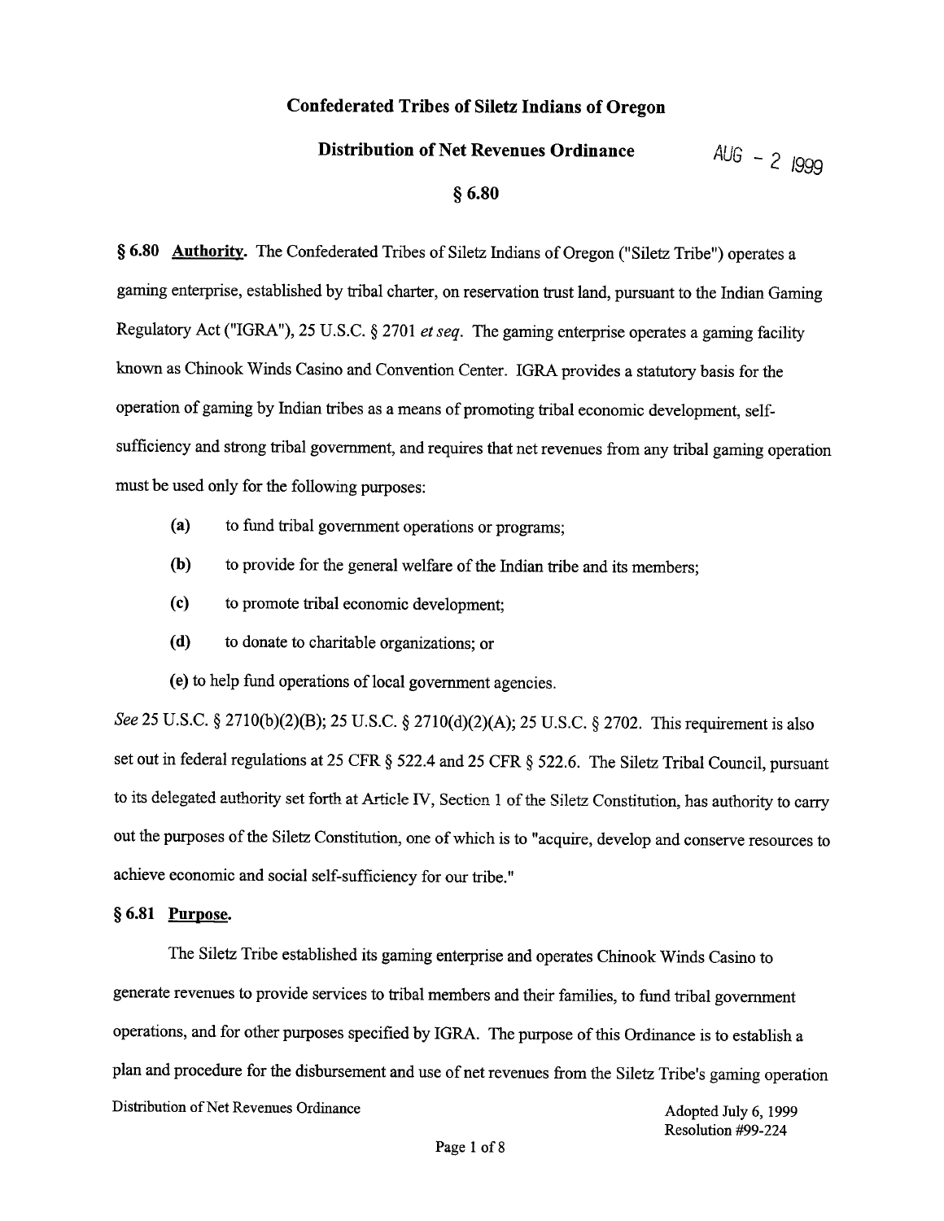# Confederated Tribes of Siletz Indians of Oregon

## Distribution of Net Revenues Ordinance

AUG - 2 1999

## § 6.80

**§ 6.80 Authority.** The Confederated Tribes of Siletz Indians of Oregon ("Siletz Tribe") operates a gaming enterprise, established by tribal charter, on reservation trust land, pursuant to the Indian Gaming Regulatory Act ("IGRA"), 25 U.S.C. § 2701 *et seq.* The gaming enterprise operates a gaming facility known as Chinook Winds Casino and Convention Center. IGRA provides a statutory basis for the operation of gaming by Indian tribes as a means of promoting tribal economic development, self-sufficiency and strong tribal government, and requires that net revenues from any tribal gaming operation must be used only for the following purposes:

- **(a)** to fund tribal government operations or programs;
- **(b)** to provide for the general welfare of the Indian tribe and its members;
- **(c)** to promote tribal economic development;
- **(d)** to donate to charitable organizations; or
- **(e)** to help fund operations of local government agencies.

*See* 25 U.S.C. § 2710(b)(2)(B); 25 U.S.C. § 2710(d)(2)(A); 25 U.S.C. § 2702. This requirement is also set out in federal regulations at 25 CFR § 522.4 and 25 CFR § 522.6. The Siletz Tribal Council, pursuant to its delegated authority set forth at Article IV, Section 1 of the Siletz Constitution, has authority to carry out the purposes of the Siletz Constitution, one of which is to "acquire, develop and conserve resources to achieve economic and social self-sufficiency for our tribe."

**§ 6.81 Purpose.**

The Siletz Tribe established its gaming enterprise and operates Chinook Winds Casino to generate revenues to provide services to tribal members and their families, to fund tribal government operations, and for other purposes specified by IGRA. The purpose of this Ordinance is to establish a plan and procedure for the disbursement and use of net revenues from the Siletz Tribe's gaming operation

Distribution of Net Revenues Ordinance — Adopted July 6, 1999, Resolution #99-224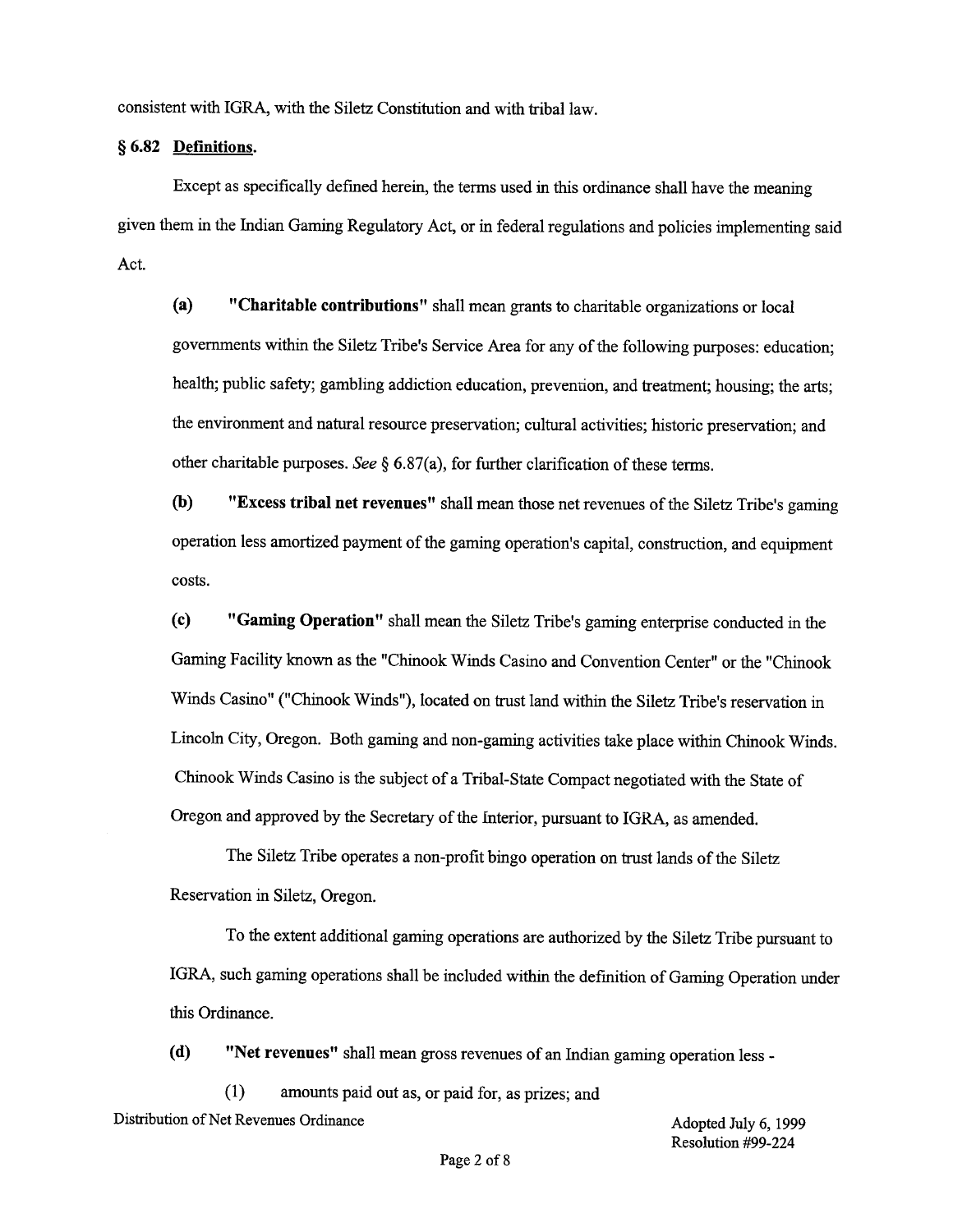consistent with IGRA, with the Siletz Constitution and with tribal law.

### § 6.82 Definitions.

Except as specifically defined herein, the terms used in this ordinance shall have the meaning given them in the Indian Gaming Regulatory Act, or in federal regulations and policies implementing said Act.

**(a) "Charitable contributions"** shall mean grants to charitable organizations or local governments within the Siletz Tribe's Service Area for any of the following purposes: education; health; public safety; gambling addiction education, prevention, and treatment; housing; the arts; the environment and natural resource preservation; cultural activities; historic preservation; and other charitable purposes. *See* § 6.87(a), for further clarification of these terms.

**(b) "Excess tribal net revenues"** shall mean those net revenues of the Siletz Tribe's gaming operation less amortized payment of the gaming operation's capital, construction, and equipment costs.

**(c) "Gaming Operation"** shall mean the Siletz Tribe's gaming enterprise conducted in the Gaming Facility known as the "Chinook Winds Casino and Convention Center" or the "Chinook Winds Casino" ("Chinook Winds"), located on trust land within the Siletz Tribe's reservation in Lincoln City, Oregon. Both gaming and non-gaming activities take place within Chinook Winds. Chinook Winds Casino is the subject of a Tribal-State Compact negotiated with the State of Oregon and approved by the Secretary of the Interior, pursuant to IGRA, as amended.

The Siletz Tribe operates a non-profit bingo operation on trust lands of the Siletz Reservation in Siletz, Oregon.

To the extent additional gaming operations are authorized by the Siletz Tribe pursuant to IGRA, such gaming operations shall be included within the definition of Gaming Operation under this Ordinance.

**(d) "Net revenues"** shall mean gross revenues of an Indian gaming operation less -

(1) amounts paid out as, or paid for, as prizes; and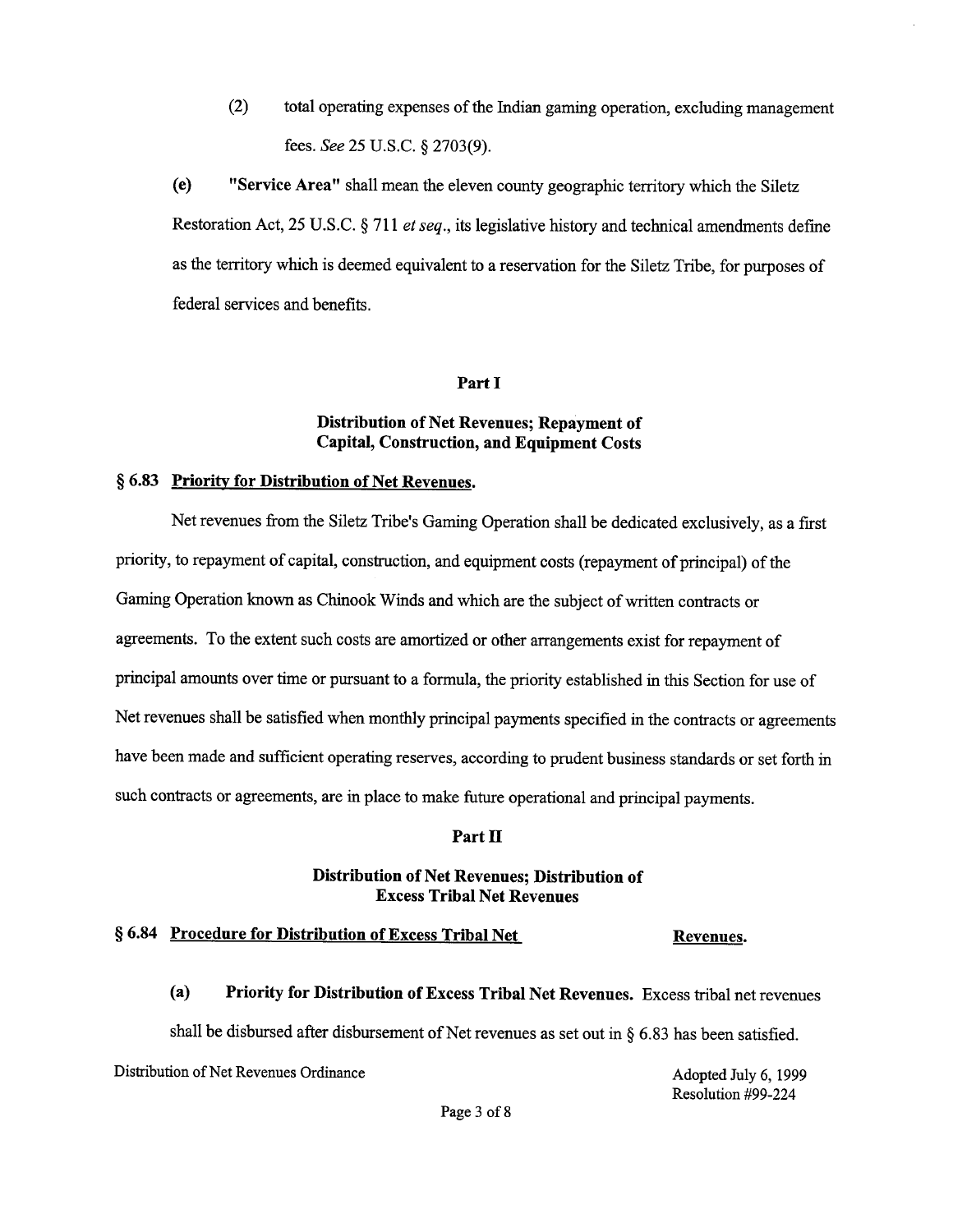(2) total operating expenses of the Indian gaming operation, excluding management fees. *See* 25 U.S.C. § 2703(9).

**(e) "Service Area"** shall mean the eleven county geographic territory which the Siletz Restoration Act, 25 U.S.C. § 711 *et seq.*, its legislative history and technical amendments define as the territory which is deemed equivalent to a reservation for the Siletz Tribe, for purposes of federal services and benefits.

## Part I

## Distribution of Net Revenues; Repayment of Capital, Construction, and Equipment Costs

### § 6.83 Priority for Distribution of Net Revenues.

Net revenues from the Siletz Tribe's Gaming Operation shall be dedicated exclusively, as a first priority, to repayment of capital, construction, and equipment costs (repayment of principal) of the Gaming Operation known as Chinook Winds and which are the subject of written contracts or agreements. To the extent such costs are amortized or other arrangements exist for repayment of principal amounts over time or pursuant to a formula, the priority established in this Section for use of Net revenues shall be satisfied when monthly principal payments specified in the contracts or agreements have been made and sufficient operating reserves, according to prudent business standards or set forth in such contracts or agreements, are in place to make future operational and principal payments.

## Part II

## Distribution of Net Revenues; Distribution of Excess Tribal Net Revenues

### § 6.84 Procedure for Distribution of Excess Tribal Net Revenues.

**(a) Priority for Distribution of Excess Tribal Net Revenues.** Excess tribal net revenues shall be disbursed after disbursement of Net revenues as set out in § 6.83 has been satisfied.

Distribution of Net Revenues Ordinance

Adopted July 6, 1999
Resolution #99-224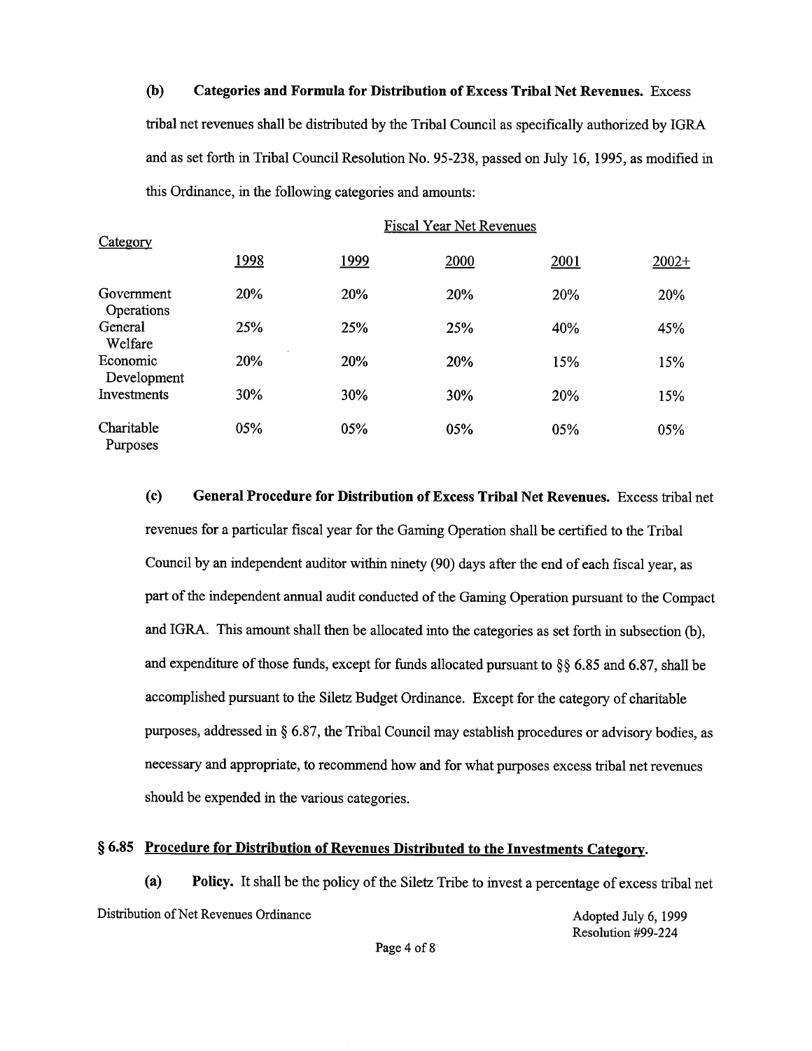**(b) Categories and Formula for Distribution of Excess Tribal Net Revenues.** Excess tribal net revenues shall be distributed by the Tribal Council as specifically authorized by IGRA and as set forth in Tribal Council Resolution No. 95-238, passed on July 16, 1995, as modified in this Ordinance, in the following categories and amounts:

| Category | Fiscal Year Net Revenues | | | | |
|---|---|---|---|---|---|
| | 1998 | 1999 | 2000 | 2001 | 2002+ |
| Government Operations | 20% | 20% | 20% | 20% | 20% |
| General Welfare | 25% | 25% | 25% | 40% | 45% |
| Economic Development | 20% | 20% | 20% | 15% | 15% |
| Investments | 30% | 30% | 30% | 20% | 15% |
| Charitable Purposes | 05% | 05% | 05% | 05% | 05% |

**(c) General Procedure for Distribution of Excess Tribal Net Revenues.** Excess tribal net revenues for a particular fiscal year for the Gaming Operation shall be certified to the Tribal Council by an independent auditor within ninety (90) days after the end of each fiscal year, as part of the independent annual audit conducted of the Gaming Operation pursuant to the Compact and IGRA. This amount shall then be allocated into the categories as set forth in subsection (b), and expenditure of those funds, except for funds allocated pursuant to §§ 6.85 and 6.87, shall be accomplished pursuant to the Siletz Budget Ordinance. Except for the category of charitable purposes, addressed in § 6.87, the Tribal Council may establish procedures or advisory bodies, as necessary and appropriate, to recommend how and for what purposes excess tribal net revenues should be expended in the various categories.

## § 6.85 Procedure for Distribution of Revenues Distributed to the Investments Category.

**(a) Policy.** It shall be the policy of the Siletz Tribe to invest a percentage of excess tribal net

Distribution of Net Revenues Ordinance — Adopted July 6, 1999, Resolution #99-224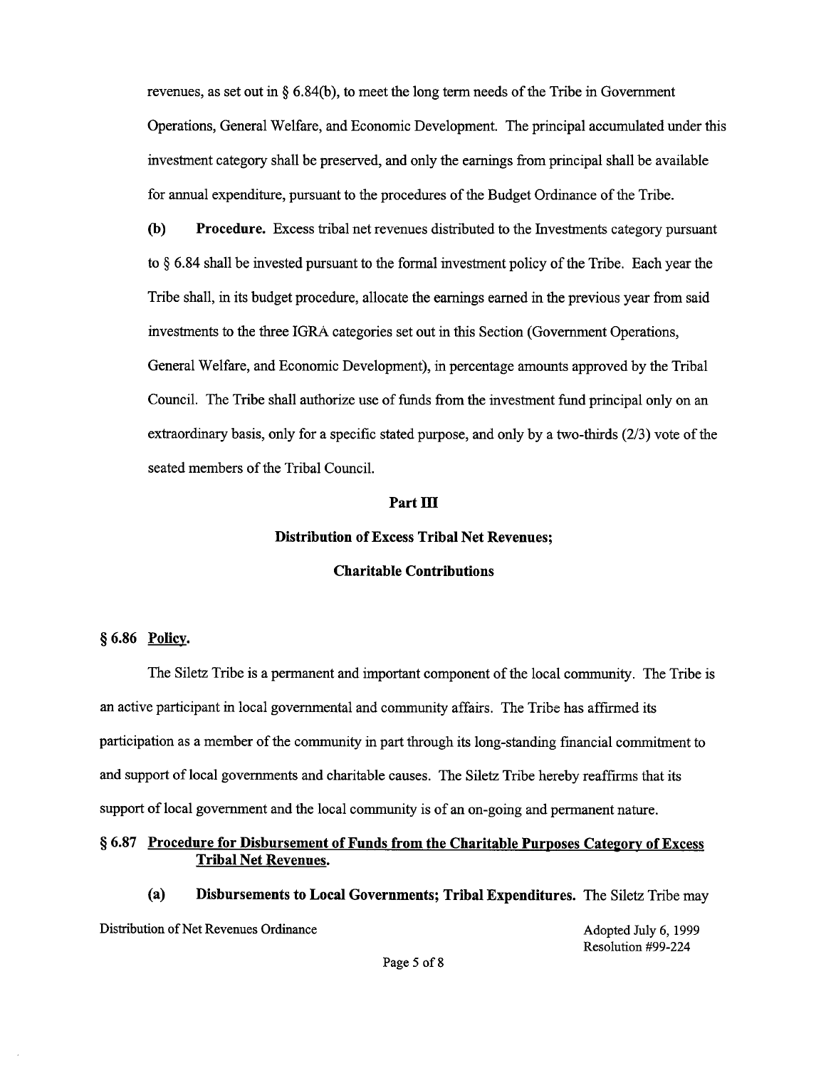revenues, as set out in § 6.84(b), to meet the long term needs of the Tribe in Government Operations, General Welfare, and Economic Development. The principal accumulated under this investment category shall be preserved, and only the earnings from principal shall be available for annual expenditure, pursuant to the procedures of the Budget Ordinance of the Tribe.

**(b) Procedure.** Excess tribal net revenues distributed to the Investments category pursuant to § 6.84 shall be invested pursuant to the formal investment policy of the Tribe. Each year the Tribe shall, in its budget procedure, allocate the earnings earned in the previous year from said investments to the three IGRA categories set out in this Section (Government Operations, General Welfare, and Economic Development), in percentage amounts approved by the Tribal Council. The Tribe shall authorize use of funds from the investment fund principal only on an extraordinary basis, only for a specific stated purpose, and only by a two-thirds (2/3) vote of the seated members of the Tribal Council.

## Part III

## Distribution of Excess Tribal Net Revenues; Charitable Contributions

### § 6.86 Policy.

The Siletz Tribe is a permanent and important component of the local community. The Tribe is an active participant in local governmental and community affairs. The Tribe has affirmed its participation as a member of the community in part through its long-standing financial commitment to and support of local governments and charitable causes. The Siletz Tribe hereby reaffirms that its support of local government and the local community is of an on-going and permanent nature.

### § 6.87 Procedure for Disbursement of Funds from the Charitable Purposes Category of Excess Tribal Net Revenues.

**(a) Disbursements to Local Governments; Tribal Expenditures.** The Siletz Tribe may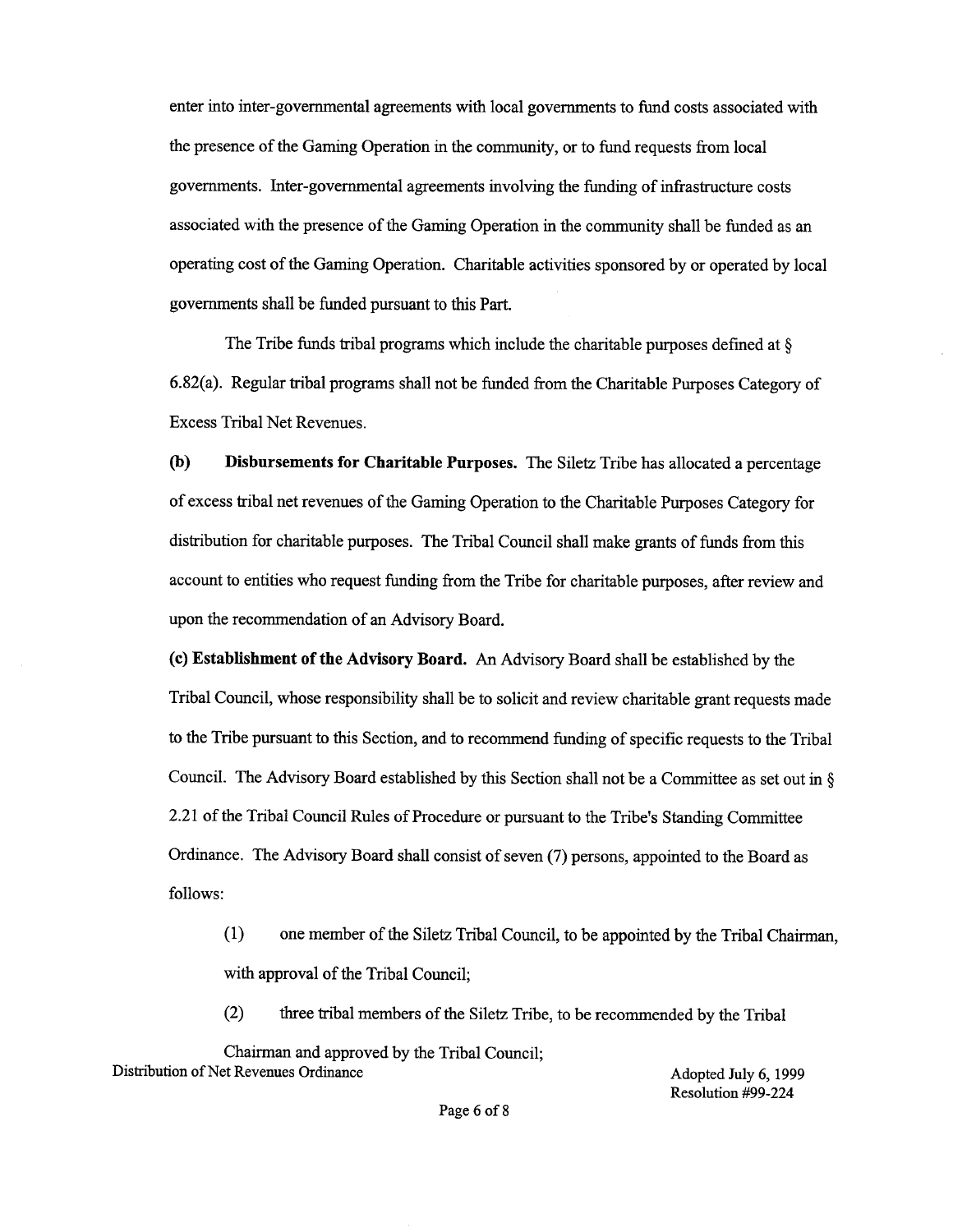enter into inter-governmental agreements with local governments to fund costs associated with the presence of the Gaming Operation in the community, or to fund requests from local governments. Inter-governmental agreements involving the funding of infrastructure costs associated with the presence of the Gaming Operation in the community shall be funded as an operating cost of the Gaming Operation. Charitable activities sponsored by or operated by local governments shall be funded pursuant to this Part.

The Tribe funds tribal programs which include the charitable purposes defined at § 6.82(a). Regular tribal programs shall not be funded from the Charitable Purposes Category of Excess Tribal Net Revenues.

**(b) Disbursements for Charitable Purposes.** The Siletz Tribe has allocated a percentage of excess tribal net revenues of the Gaming Operation to the Charitable Purposes Category for distribution for charitable purposes. The Tribal Council shall make grants of funds from this account to entities who request funding from the Tribe for charitable purposes, after review and upon the recommendation of an Advisory Board.

**(c) Establishment of the Advisory Board.** An Advisory Board shall be established by the Tribal Council, whose responsibility shall be to solicit and review charitable grant requests made to the Tribe pursuant to this Section, and to recommend funding of specific requests to the Tribal Council. The Advisory Board established by this Section shall not be a Committee as set out in § 2.21 of the Tribal Council Rules of Procedure or pursuant to the Tribe's Standing Committee Ordinance. The Advisory Board shall consist of seven (7) persons, appointed to the Board as follows:

(1) one member of the Siletz Tribal Council, to be appointed by the Tribal Chairman, with approval of the Tribal Council;

(2) three tribal members of the Siletz Tribe, to be recommended by the Tribal Chairman and approved by the Tribal Council;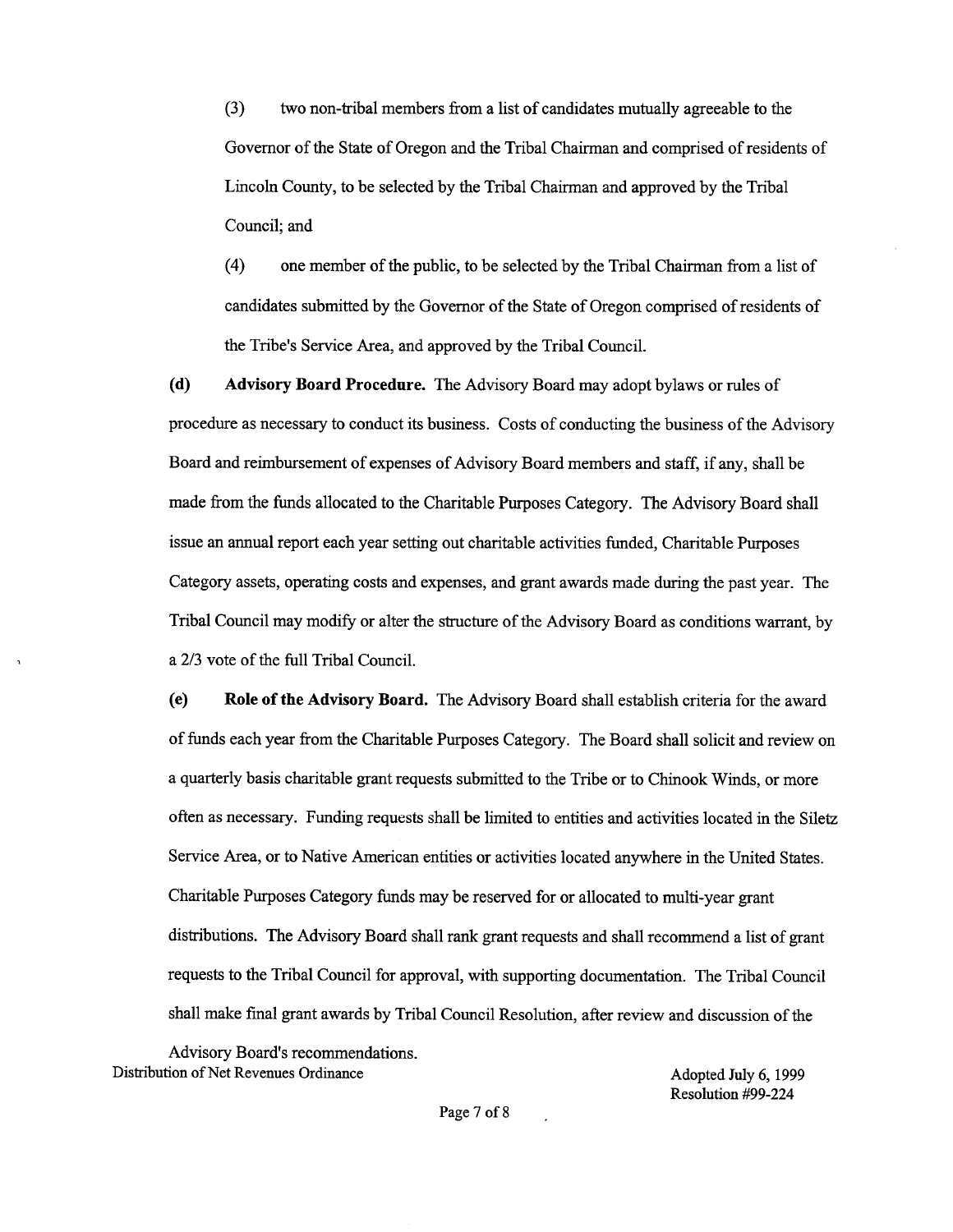(3) two non-tribal members from a list of candidates mutually agreeable to the Governor of the State of Oregon and the Tribal Chairman and comprised of residents of Lincoln County, to be selected by the Tribal Chairman and approved by the Tribal Council; and

(4) one member of the public, to be selected by the Tribal Chairman from a list of candidates submitted by the Governor of the State of Oregon comprised of residents of the Tribe's Service Area, and approved by the Tribal Council.

**(d) Advisory Board Procedure.** The Advisory Board may adopt bylaws or rules of procedure as necessary to conduct its business. Costs of conducting the business of the Advisory Board and reimbursement of expenses of Advisory Board members and staff, if any, shall be made from the funds allocated to the Charitable Purposes Category. The Advisory Board shall issue an annual report each year setting out charitable activities funded, Charitable Purposes Category assets, operating costs and expenses, and grant awards made during the past year. The Tribal Council may modify or alter the structure of the Advisory Board as conditions warrant, by a 2/3 vote of the full Tribal Council.

**(e) Role of the Advisory Board.** The Advisory Board shall establish criteria for the award of funds each year from the Charitable Purposes Category. The Board shall solicit and review on a quarterly basis charitable grant requests submitted to the Tribe or to Chinook Winds, or more often as necessary. Funding requests shall be limited to entities and activities located in the Siletz Service Area, or to Native American entities or activities located anywhere in the United States. Charitable Purposes Category funds may be reserved for or allocated to multi-year grant distributions. The Advisory Board shall rank grant requests and shall recommend a list of grant requests to the Tribal Council for approval, with supporting documentation. The Tribal Council shall make final grant awards by Tribal Council Resolution, after review and discussion of the Advisory Board's recommendations.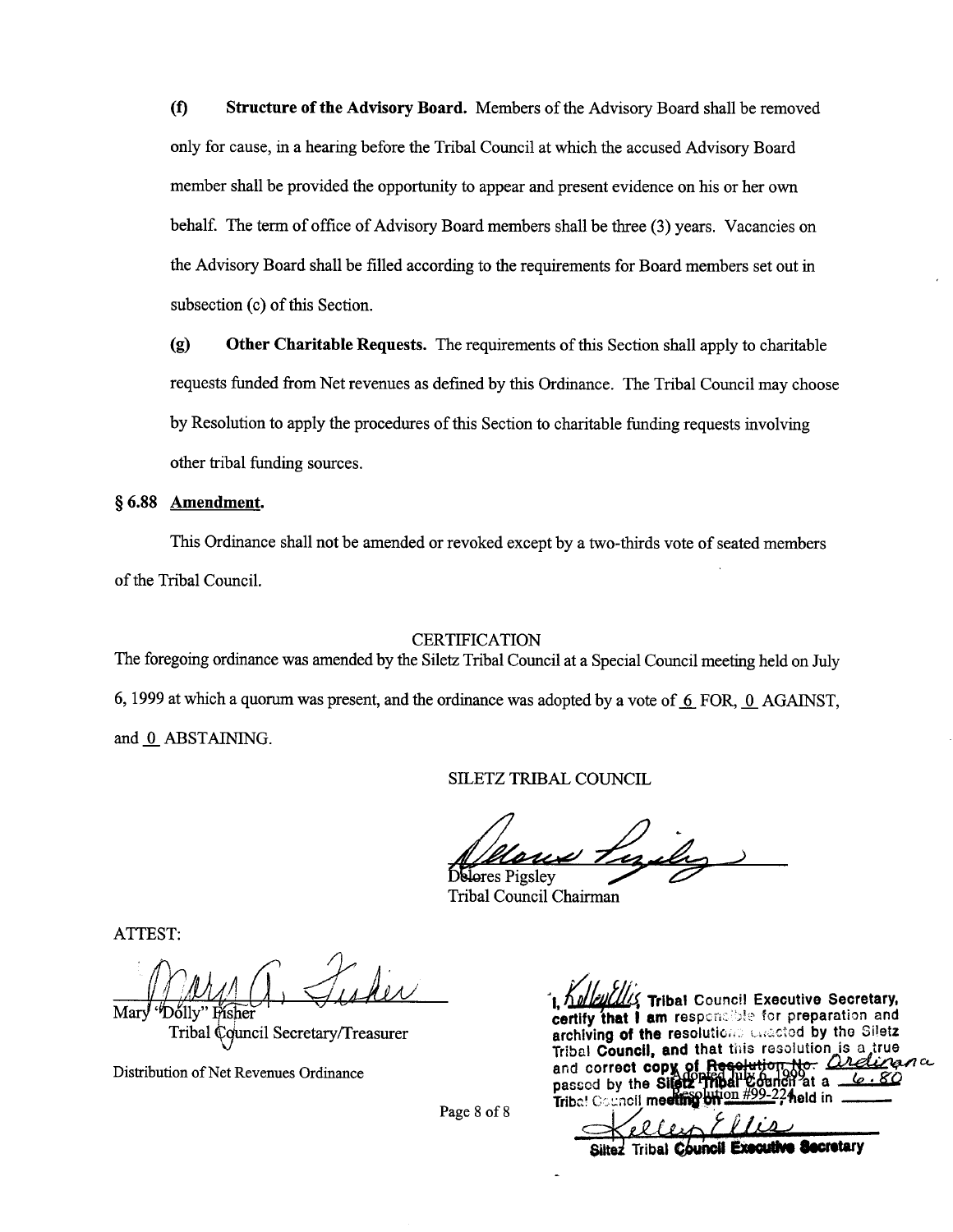**(f) Structure of the Advisory Board.** Members of the Advisory Board shall be removed only for cause, in a hearing before the Tribal Council at which the accused Advisory Board member shall be provided the opportunity to appear and present evidence on his or her own behalf. The term of office of Advisory Board members shall be three (3) years. Vacancies on the Advisory Board shall be filled according to the requirements for Board members set out in subsection (c) of this Section.

**(g) Other Charitable Requests.** The requirements of this Section shall apply to charitable requests funded from Net revenues as defined by this Ordinance. The Tribal Council may choose by Resolution to apply the procedures of this Section to charitable funding requests involving other tribal funding sources.

**§ 6.88 Amendment.**

This Ordinance shall not be amended or revoked except by a two-thirds vote of seated members of the Tribal Council.

CERTIFICATION

The foregoing ordinance was amended by the Siletz Tribal Council at a Special Council meeting held on July 6, 1999 at which a quorum was present, and the ordinance was adopted by a vote of 6 FOR, 0 AGAINST, and 0 ABSTAINING.

SILETZ TRIBAL COUNCIL

Delores Pigsley
Tribal Council Chairman

ATTEST:

Mary "Dolly" Fisher
Tribal Council Secretary/Treasurer

Distribution of Net Revenues Ordinance

I, Kelley Ellis, Tribal Council Executive Secretary, certify that I am responsible for preparation and archiving of the resolutions enacted by the Siletz Tribal Council, and that this resolution is a true and correct copy of ~~Resolution No.~~ Ordinance 6.80 passed by the Siletz Tribal Council at a Tribal Council meeting on Adopted July 6, 1999 Resolution #99-224 held in ______

Kelley Ellis
Siletz Tribal Council Executive Secretary